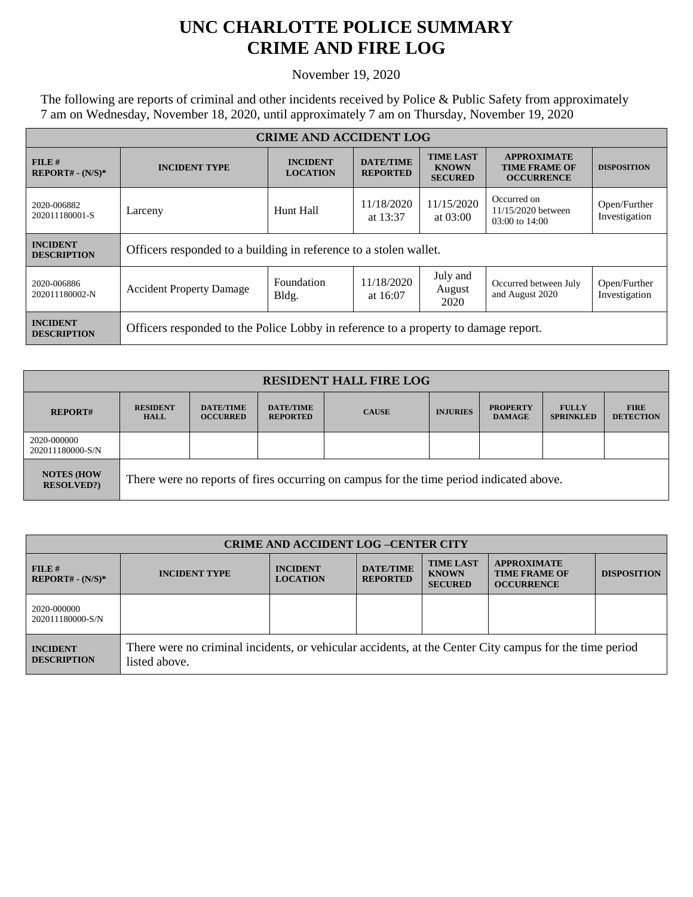# UNC CHARLOTTE POLICE SUMMARY
# CRIME AND FIRE LOG

November 19, 2020

The following are reports of criminal and other incidents received by Police & Public Safety from approximately 7 am on Wednesday, November 18, 2020, until approximately 7 am on Thursday, November 19, 2020

| CRIME AND ACCIDENT LOG | | | | | | |
|---|---|---|---|---|---|---|
| **FILE # REPORT# - (N/S)*** | **INCIDENT TYPE** | **INCIDENT LOCATION** | **DATE/TIME REPORTED** | **TIME LAST KNOWN SECURED** | **APPROXIMATE TIME FRAME OF OCCURRENCE** | **DISPOSITION** |
| 2020-006882 202011180001-S | Larceny | Hunt Hall | 11/18/2020 at 13:37 | 11/15/2020 at 03:00 | Occurred on 11/15/2020 between 03:00 to 14:00 | Open/Further Investigation |
| **INCIDENT DESCRIPTION** | Officers responded to a building in reference to a stolen wallet. | | | | | |
| 2020-006886 202011180002-N | Accident Property Damage | Foundation Bldg. | 11/18/2020 at 16:07 | July and August 2020 | Occurred between July and August 2020 | Open/Further Investigation |
| **INCIDENT DESCRIPTION** | Officers responded to the Police Lobby in reference to a property to damage report. | | | | | |

| RESIDENT HALL FIRE LOG | | | | | | | | |
|---|---|---|---|---|---|---|---|---|
| **REPORT#** | **RESIDENT HALL** | **DATE/TIME OCCURRED** | **DATE/TIME REPORTED** | **CAUSE** | **INJURIES** | **PROPERTY DAMAGE** | **FULLY SPRINKLED** | **FIRE DETECTION** |
| 2020-000000 202011180000-S/N | | | | | | | | |
| **NOTES (HOW RESOLVED?)** | There were no reports of fires occurring on campus for the time period indicated above. | | | | | | | |

| CRIME AND ACCIDENT LOG –CENTER CITY | | | | | | |
|---|---|---|---|---|---|---|
| **FILE # REPORT# - (N/S)*** | **INCIDENT TYPE** | **INCIDENT LOCATION** | **DATE/TIME REPORTED** | **TIME LAST KNOWN SECURED** | **APPROXIMATE TIME FRAME OF OCCURRENCE** | **DISPOSITION** |
| 2020-000000 202011180000-S/N | | | | | | |
| **INCIDENT DESCRIPTION** | There were no criminal incidents, or vehicular accidents, at the Center City campus for the time period listed above. | | | | | |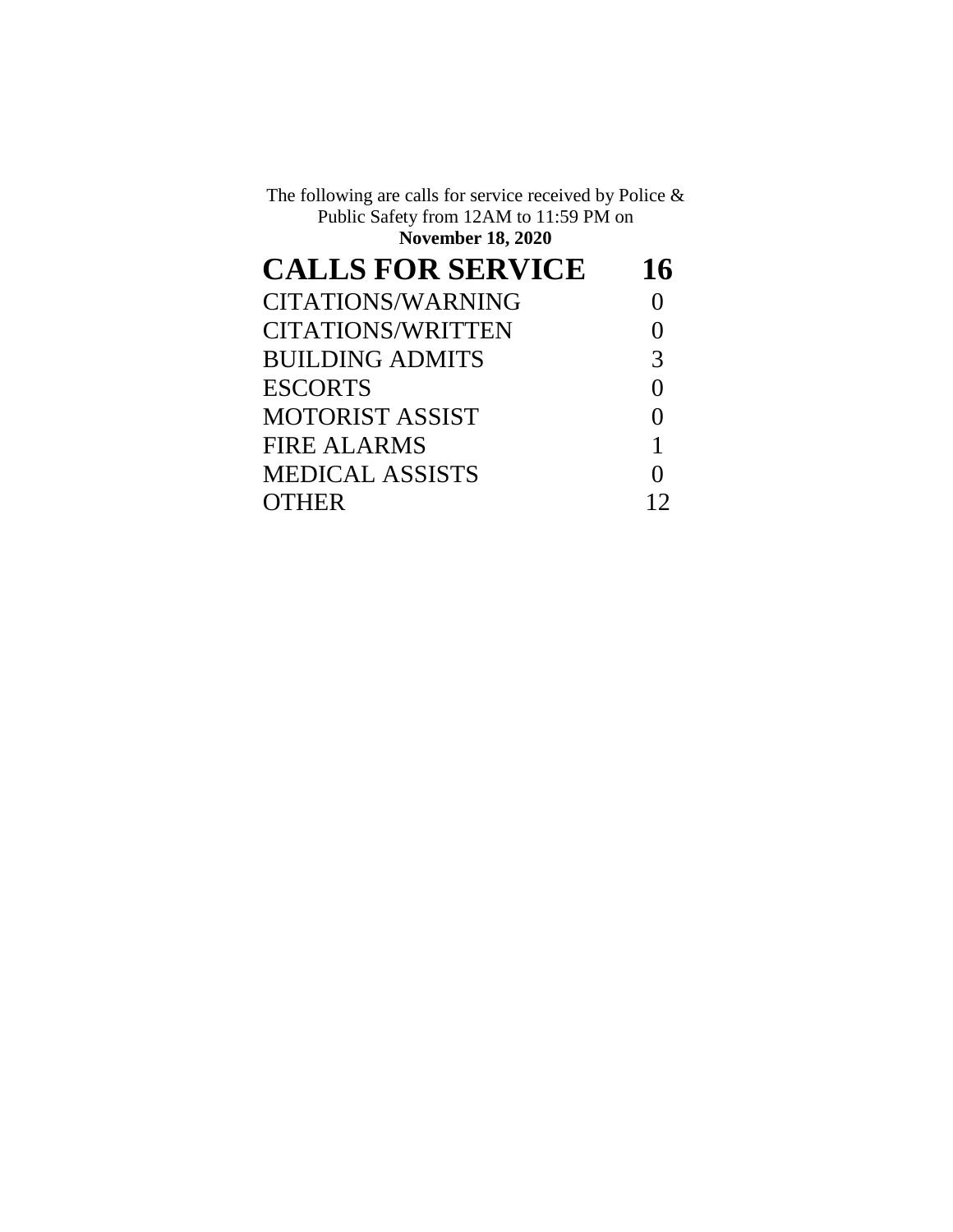The following are calls for service received by Police & Public Safety from 12AM to 11:59 PM on

**November 18, 2020**

| | |
|---|---|
| **CALLS FOR SERVICE** | **16** |
| CITATIONS/WARNING | 0 |
| CITATIONS/WRITTEN | 0 |
| BUILDING ADMITS | 3 |
| ESCORTS | 0 |
| MOTORIST ASSIST | 0 |
| FIRE ALARMS | 1 |
| MEDICAL ASSISTS | 0 |
| OTHER | 12 |